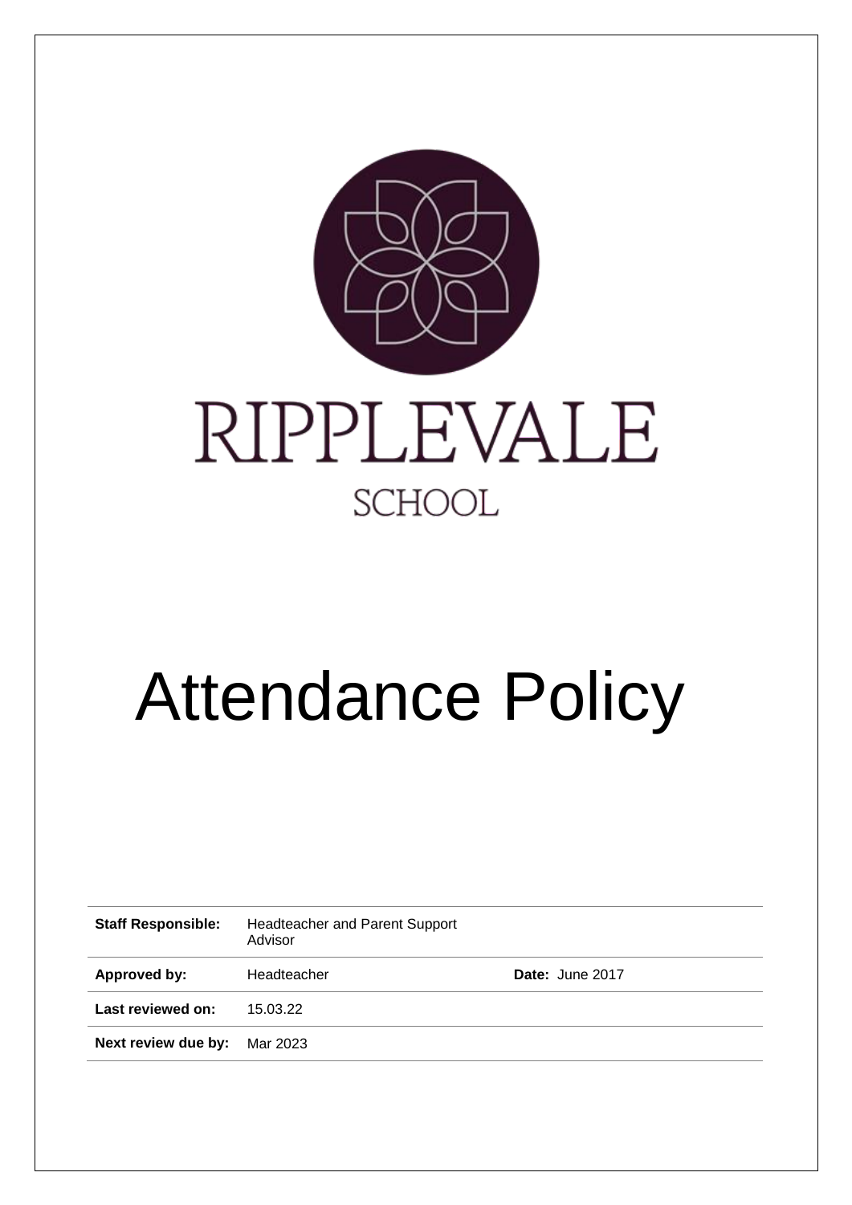RIPPLEVALE

SCHOOL

# Attendance Policy

| | | |
|---|---|---|
| **Staff Responsible:** | Headteacher and Parent Support Advisor | |
| **Approved by:** | Headteacher | **Date:** June 2017 |
| **Last reviewed on:** | 15.03.22 | |
| **Next review due by:** | Mar 2023 | |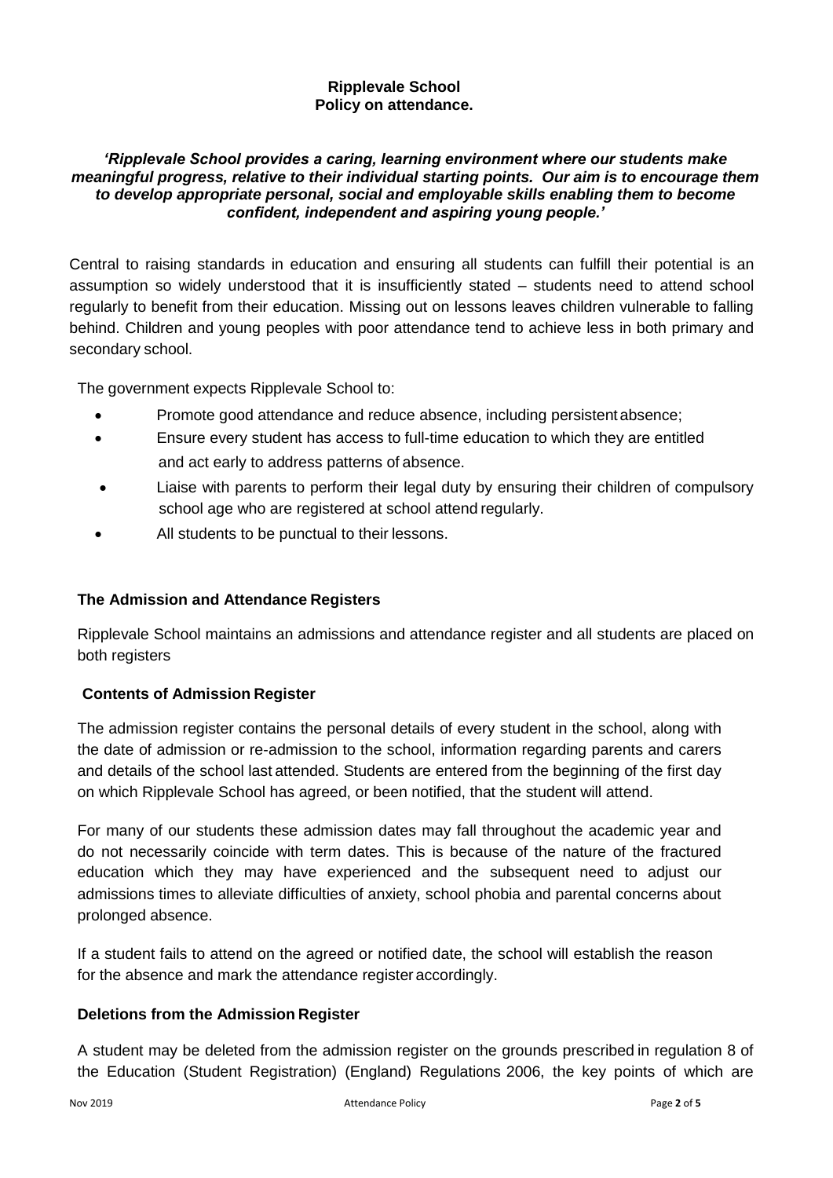**Ripplevale School**
**Policy on attendance.**

***'Ripplevale School provides a caring, learning environment where our students make meaningful progress, relative to their individual starting points. Our aim is to encourage them to develop appropriate personal, social and employable skills enabling them to become confident, independent and aspiring young people.'***

Central to raising standards in education and ensuring all students can fulfill their potential is an assumption so widely understood that it is insufficiently stated – students need to attend school regularly to benefit from their education. Missing out on lessons leaves children vulnerable to falling behind. Children and young peoples with poor attendance tend to achieve less in both primary and secondary school.

The government expects Ripplevale School to:

- Promote good attendance and reduce absence, including persistent absence;
- Ensure every student has access to full-time education to which they are entitled and act early to address patterns of absence.
- Liaise with parents to perform their legal duty by ensuring their children of compulsory school age who are registered at school attend regularly.
- All students to be punctual to their lessons.

## The Admission and Attendance Registers

Ripplevale School maintains an admissions and attendance register and all students are placed on both registers

### Contents of Admission Register

The admission register contains the personal details of every student in the school, along with the date of admission or re-admission to the school, information regarding parents and carers and details of the school last attended. Students are entered from the beginning of the first day on which Ripplevale School has agreed, or been notified, that the student will attend.

For many of our students these admission dates may fall throughout the academic year and do not necessarily coincide with term dates. This is because of the nature of the fractured education which they may have experienced and the subsequent need to adjust our admissions times to alleviate difficulties of anxiety, school phobia and parental concerns about prolonged absence.

If a student fails to attend on the agreed or notified date, the school will establish the reason for the absence and mark the attendance register accordingly.

### Deletions from the Admission Register

A student may be deleted from the admission register on the grounds prescribed in regulation 8 of the Education (Student Registration) (England) Regulations 2006, the key points of which are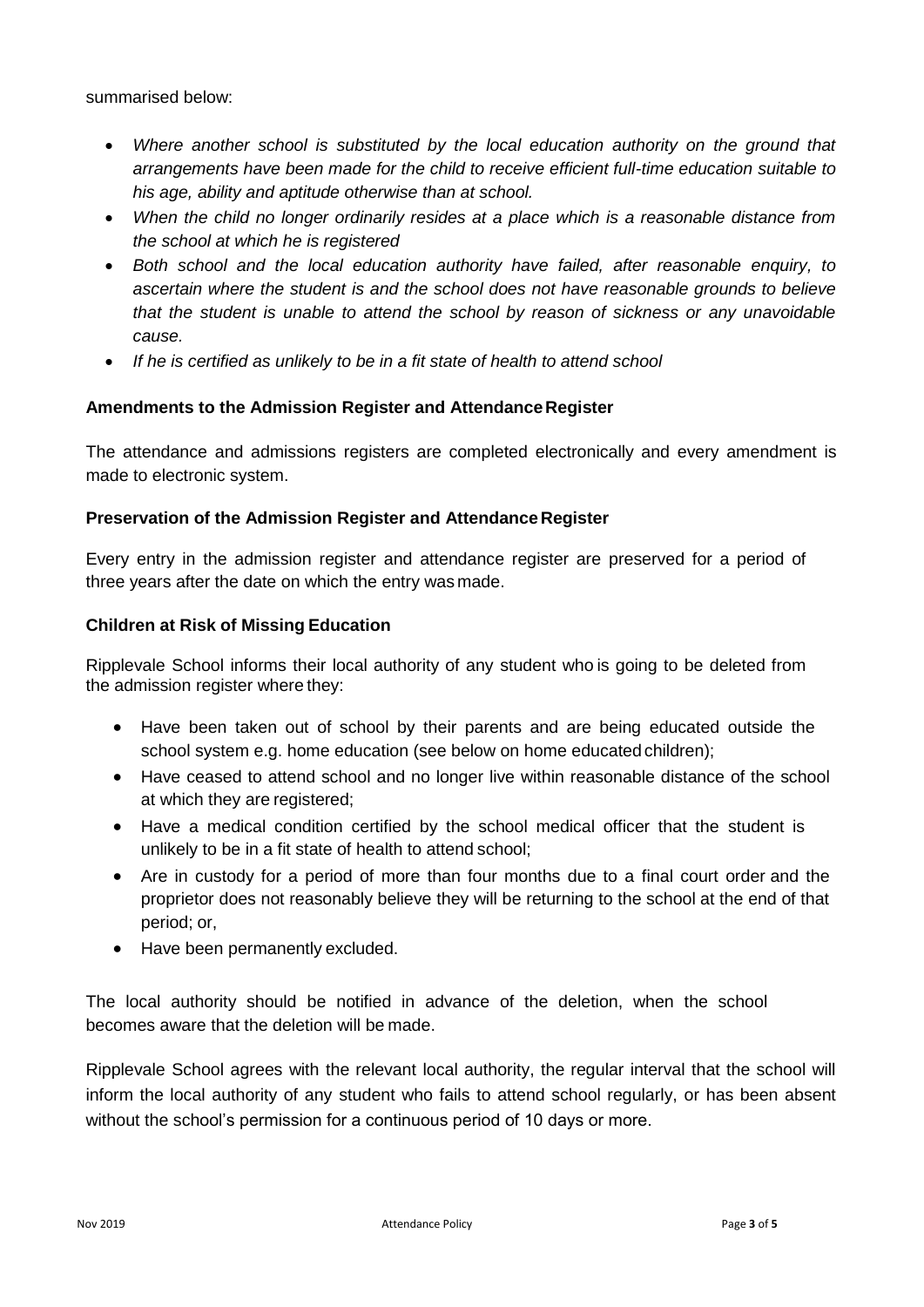summarised below:

- *Where another school is substituted by the local education authority on the ground that arrangements have been made for the child to receive efficient full-time education suitable to his age, ability and aptitude otherwise than at school.*
- *When the child no longer ordinarily resides at a place which is a reasonable distance from the school at which he is registered*
- *Both school and the local education authority have failed, after reasonable enquiry, to ascertain where the student is and the school does not have reasonable grounds to believe that the student is unable to attend the school by reason of sickness or any unavoidable cause.*
- *If he is certified as unlikely to be in a fit state of health to attend school*

**Amendments to the Admission Register and Attendance Register**

The attendance and admissions registers are completed electronically and every amendment is made to electronic system.

**Preservation of the Admission Register and Attendance Register**

Every entry in the admission register and attendance register are preserved for a period of three years after the date on which the entry was made.

**Children at Risk of Missing Education**

Ripplevale School informs their local authority of any student who is going to be deleted from the admission register where they:

- Have been taken out of school by their parents and are being educated outside the school system e.g. home education (see below on home educated children);
- Have ceased to attend school and no longer live within reasonable distance of the school at which they are registered;
- Have a medical condition certified by the school medical officer that the student is unlikely to be in a fit state of health to attend school;
- Are in custody for a period of more than four months due to a final court order and the proprietor does not reasonably believe they will be returning to the school at the end of that period; or,
- Have been permanently excluded.

The local authority should be notified in advance of the deletion, when the school becomes aware that the deletion will be made.

Ripplevale School agrees with the relevant local authority, the regular interval that the school will inform the local authority of any student who fails to attend school regularly, or has been absent without the school's permission for a continuous period of 10 days or more.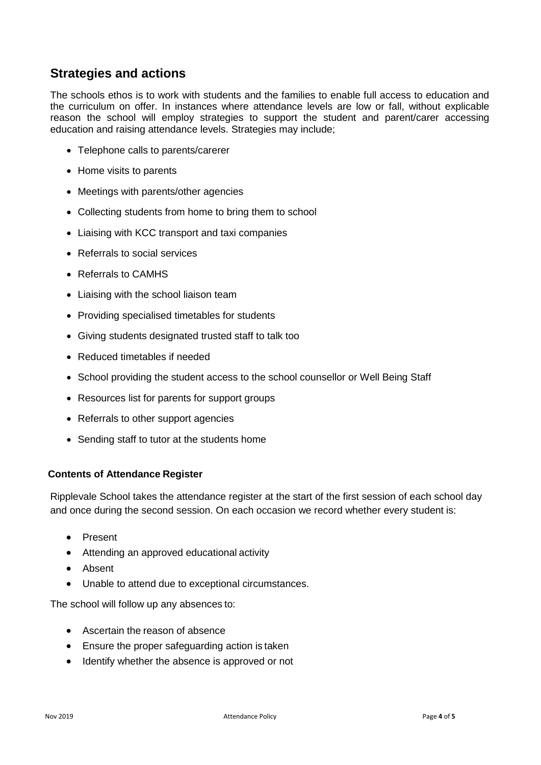## Strategies and actions

The schools ethos is to work with students and the families to enable full access to education and the curriculum on offer. In instances where attendance levels are low or fall, without explicable reason the school will employ strategies to support the student and parent/carer accessing education and raising attendance levels. Strategies may include;

- Telephone calls to parents/carerer
- Home visits to parents
- Meetings with parents/other agencies
- Collecting students from home to bring them to school
- Liaising with KCC transport and taxi companies
- Referrals to social services
- Referrals to CAMHS
- Liaising with the school liaison team
- Providing specialised timetables for students
- Giving students designated trusted staff to talk too
- Reduced timetables if needed
- School providing the student access to the school counsellor or Well Being Staff
- Resources list for parents for support groups
- Referrals to other support agencies
- Sending staff to tutor at the students home

**Contents of Attendance Register**

Ripplevale School takes the attendance register at the start of the first session of each school day and once during the second session. On each occasion we record whether every student is:

- Present
- Attending an approved educational activity
- Absent
- Unable to attend due to exceptional circumstances.

The school will follow up any absences to:

- Ascertain the reason of absence
- Ensure the proper safeguarding action is taken
- Identify whether the absence is approved or not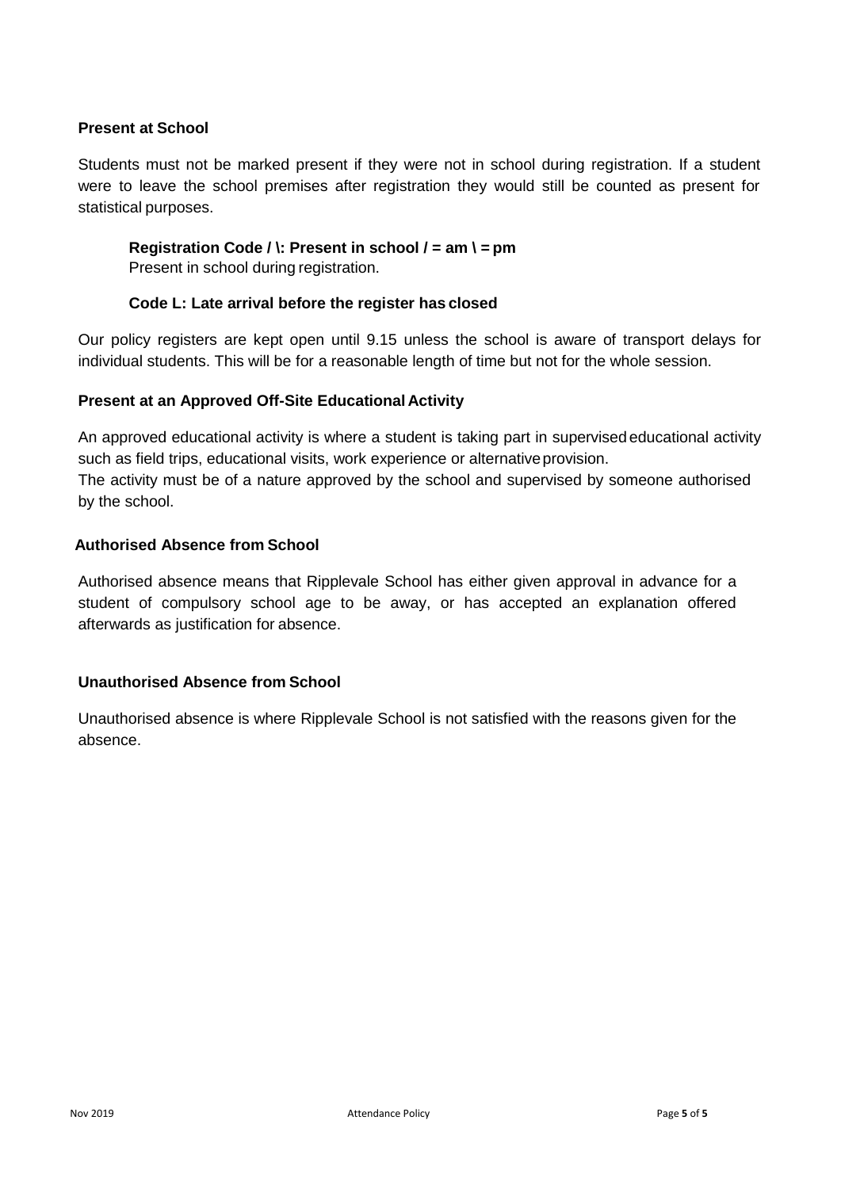**Present at School**

Students must not be marked present if they were not in school during registration. If a student were to leave the school premises after registration they would still be counted as present for statistical purposes.

**Registration Code / \: Present in school / = am \ = pm**
Present in school during registration.

**Code L: Late arrival before the register has closed**

Our policy registers are kept open until 9.15 unless the school is aware of transport delays for individual students. This will be for a reasonable length of time but not for the whole session.

**Present at an Approved Off-Site Educational Activity**

An approved educational activity is where a student is taking part in supervised educational activity such as field trips, educational visits, work experience or alternative provision.
The activity must be of a nature approved by the school and supervised by someone authorised by the school.

**Authorised Absence from School**

Authorised absence means that Ripplevale School has either given approval in advance for a student of compulsory school age to be away, or has accepted an explanation offered afterwards as justification for absence.

**Unauthorised Absence from School**

Unauthorised absence is where Ripplevale School is not satisfied with the reasons given for the absence.